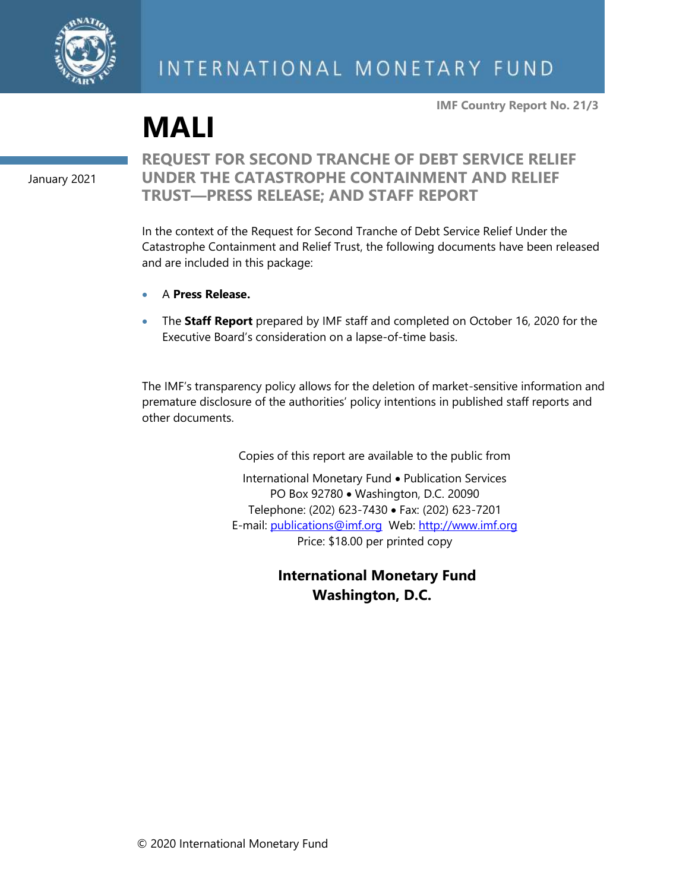INTERNATIONAL MONETARY FUND

**IMF Country Report No. 21/3**

# MALI

January 2021

## REQUEST FOR SECOND TRANCHE OF DEBT SERVICE RELIEF UNDER THE CATASTROPHE CONTAINMENT AND RELIEF TRUST—PRESS RELEASE; AND STAFF REPORT

In the context of the Request for Second Tranche of Debt Service Relief Under the Catastrophe Containment and Relief Trust, the following documents have been released and are included in this package:

- A **Press Release.**
- The **Staff Report** prepared by IMF staff and completed on October 16, 2020 for the Executive Board's consideration on a lapse-of-time basis.

The IMF's transparency policy allows for the deletion of market-sensitive information and premature disclosure of the authorities' policy intentions in published staff reports and other documents.

Copies of this report are available to the public from

International Monetary Fund • Publication Services
PO Box 92780 • Washington, D.C. 20090
Telephone: (202) 623-7430 • Fax: (202) 623-7201
E-mail: publications@imf.org Web: http://www.imf.org
Price: $18.00 per printed copy

**International Monetary Fund**
**Washington, D.C.**

© 2020 International Monetary Fund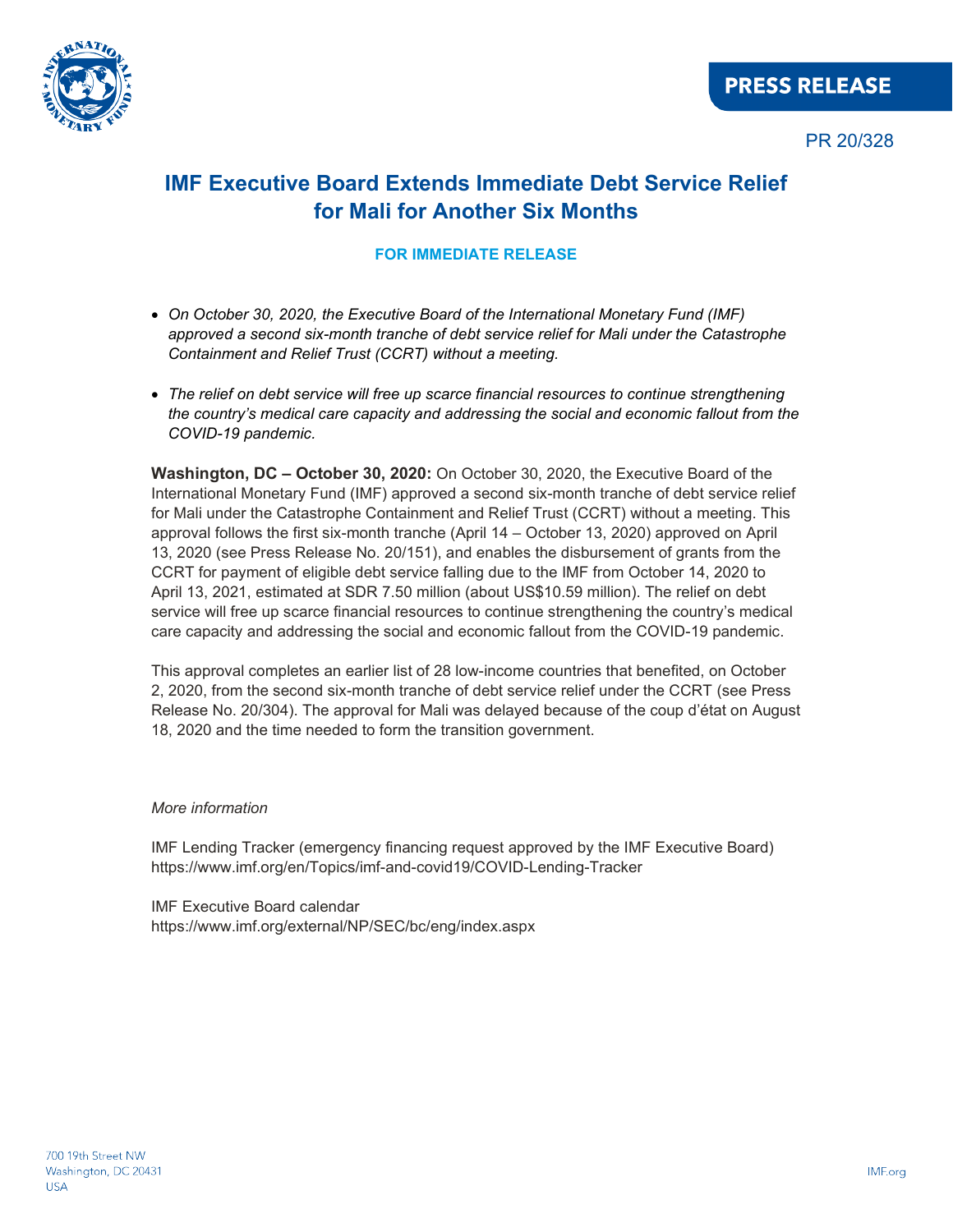PRESS RELEASE

PR 20/328

# IMF Executive Board Extends Immediate Debt Service Relief for Mali for Another Six Months

**FOR IMMEDIATE RELEASE**

- *On October 30, 2020, the Executive Board of the International Monetary Fund (IMF) approved a second six-month tranche of debt service relief for Mali under the Catastrophe Containment and Relief Trust (CCRT) without a meeting.*
- *The relief on debt service will free up scarce financial resources to continue strengthening the country's medical care capacity and addressing the social and economic fallout from the COVID-19 pandemic.*

**Washington, DC – October 30, 2020:** On October 30, 2020, the Executive Board of the International Monetary Fund (IMF) approved a second six-month tranche of debt service relief for Mali under the Catastrophe Containment and Relief Trust (CCRT) without a meeting. This approval follows the first six-month tranche (April 14 – October 13, 2020) approved on April 13, 2020 (see Press Release No. 20/151), and enables the disbursement of grants from the CCRT for payment of eligible debt service falling due to the IMF from October 14, 2020 to April 13, 2021, estimated at SDR 7.50 million (about US$10.59 million). The relief on debt service will free up scarce financial resources to continue strengthening the country's medical care capacity and addressing the social and economic fallout from the COVID-19 pandemic.

This approval completes an earlier list of 28 low-income countries that benefited, on October 2, 2020, from the second six-month tranche of debt service relief under the CCRT (see Press Release No. 20/304). The approval for Mali was delayed because of the coup d'état on August 18, 2020 and the time needed to form the transition government.

*More information*

IMF Lending Tracker (emergency financing request approved by the IMF Executive Board)
https://www.imf.org/en/Topics/imf-and-covid19/COVID-Lending-Tracker

IMF Executive Board calendar
https://www.imf.org/external/NP/SEC/bc/eng/index.aspx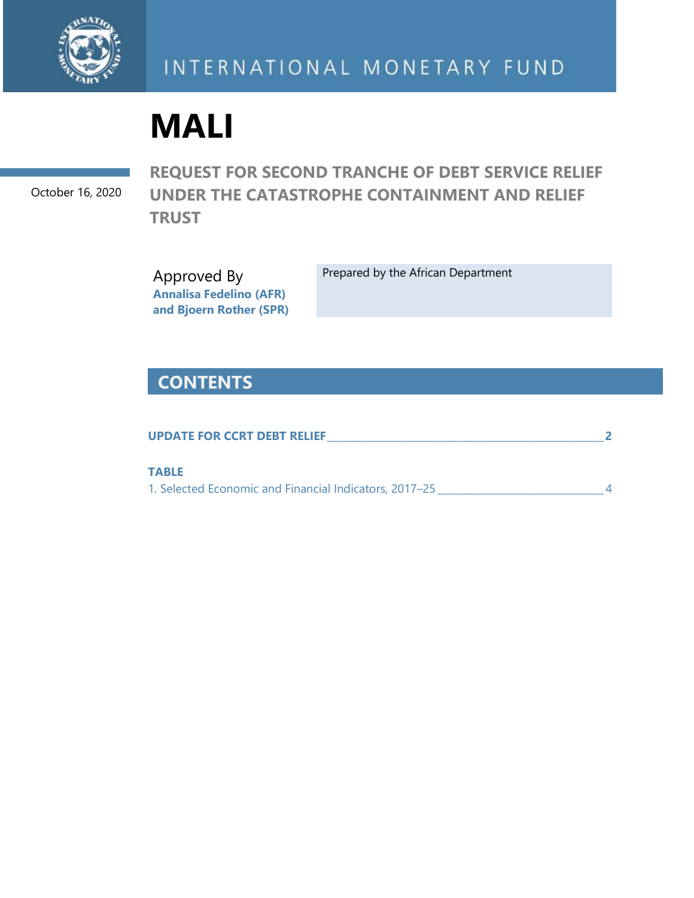# MALI

October 16, 2020

## REQUEST FOR SECOND TRANCHE OF DEBT SERVICE RELIEF UNDER THE CATASTROPHE CONTAINMENT AND RELIEF TRUST

Approved By
**Annalisa Fedelino (AFR) and Bjoern Rother (SPR)**

Prepared by the African Department

## CONTENTS

**UPDATE FOR CCRT DEBT RELIEF** ____ 2

**TABLE**

1. Selected Economic and Financial Indicators, 2017–25 ____ 4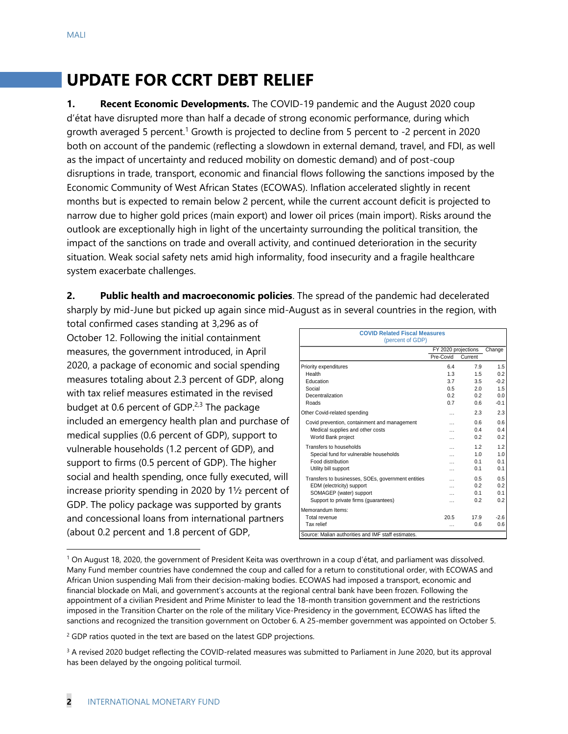# UPDATE FOR CCRT DEBT RELIEF

**1. Recent Economic Developments.** The COVID-19 pandemic and the August 2020 coup d'état have disrupted more than half a decade of strong economic performance, during which growth averaged 5 percent.[1] Growth is projected to decline from 5 percent to -2 percent in 2020 both on account of the pandemic (reflecting a slowdown in external demand, travel, and FDI, as well as the impact of uncertainty and reduced mobility on domestic demand) and of post-coup disruptions in trade, transport, economic and financial flows following the sanctions imposed by the Economic Community of West African States (ECOWAS). Inflation accelerated slightly in recent months but is expected to remain below 2 percent, while the current account deficit is projected to narrow due to higher gold prices (main export) and lower oil prices (main import). Risks around the outlook are exceptionally high in light of the uncertainty surrounding the political transition, the impact of the sanctions on trade and overall activity, and continued deterioration in the security situation. Weak social safety nets amid high informality, food insecurity and a fragile healthcare system exacerbate challenges.

**2. Public health and macroeconomic policies**. The spread of the pandemic had decelerated sharply by mid-June but picked up again since mid-August as in several countries in the region, with total confirmed cases standing at 3,296 as of October 12. Following the initial containment measures, the government introduced, in April 2020, a package of economic and social spending measures totaling about 2.3 percent of GDP, along with tax relief measures estimated in the revised budget at 0.6 percent of GDP.[2,3] The package included an emergency health plan and purchase of medical supplies (0.6 percent of GDP), support to vulnerable households (1.2 percent of GDP), and support to firms (0.5 percent of GDP). The higher social and health spending, once fully executed, will increase priority spending in 2020 by 1½ percent of GDP. The policy package was supported by grants and concessional loans from international partners (about 0.2 percent and 1.8 percent of GDP,

**COVID Related Fiscal Measures**
(percent of GDP)

| | FY 2020 projections | | Change |
|---|---|---|---|
| | Pre-Covid | Current | |
| Priority expenditures | 6.4 | 7.9 | 1.5 |
| Health | 1.3 | 1.5 | 0.2 |
| Education | 3.7 | 3.5 | -0.2 |
| Social | 0.5 | 2.0 | 1.5 |
| Decentralization | 0.2 | 0.2 | 0.0 |
| Roads | 0.7 | 0.6 | -0.1 |
| Other Covid-related spending | … | 2.3 | 2.3 |
| Covid prevention, containment and management | … | 0.6 | 0.6 |
| Medical supplies and other costs | … | 0.4 | 0.4 |
| World Bank project | … | 0.2 | 0.2 |
| Transfers to households | … | 1.2 | 1.2 |
| Special fund for vulnerable households | … | 1.0 | 1.0 |
| Food distribution | … | 0.1 | 0.1 |
| Utility bill support | … | 0.1 | 0.1 |
| Transfers to businesses, SOEs, government entities | … | 0.5 | 0.5 |
| EDM (electricity) support | … | 0.2 | 0.2 |
| SOMAGEP (water) support | … | 0.1 | 0.1 |
| Support to private firms (guarantees) | … | 0.2 | 0.2 |
| Memorandum Items: | | | |
| Total revenue | 20.5 | 17.9 | -2.6 |
| Tax relief | … | 0.6 | 0.6 |

Source: Malian authorities and IMF staff estimates.

---

[1] On August 18, 2020, the government of President Keita was overthrown in a coup d'état, and parliament was dissolved. Many Fund member countries have condemned the coup and called for a return to constitutional order, with ECOWAS and African Union suspending Mali from their decision-making bodies. ECOWAS had imposed a transport, economic and financial blockade on Mali, and government's accounts at the regional central bank have been frozen. Following the appointment of a civilian President and Prime Minister to lead the 18-month transition government and the restrictions imposed in the Transition Charter on the role of the military Vice-Presidency in the government, ECOWAS has lifted the sanctions and recognized the transition government on October 6. A 25-member government was appointed on October 5.

[2] GDP ratios quoted in the text are based on the latest GDP projections.

[3] A revised 2020 budget reflecting the COVID-related measures was submitted to Parliament in June 2020, but its approval has been delayed by the ongoing political turmoil.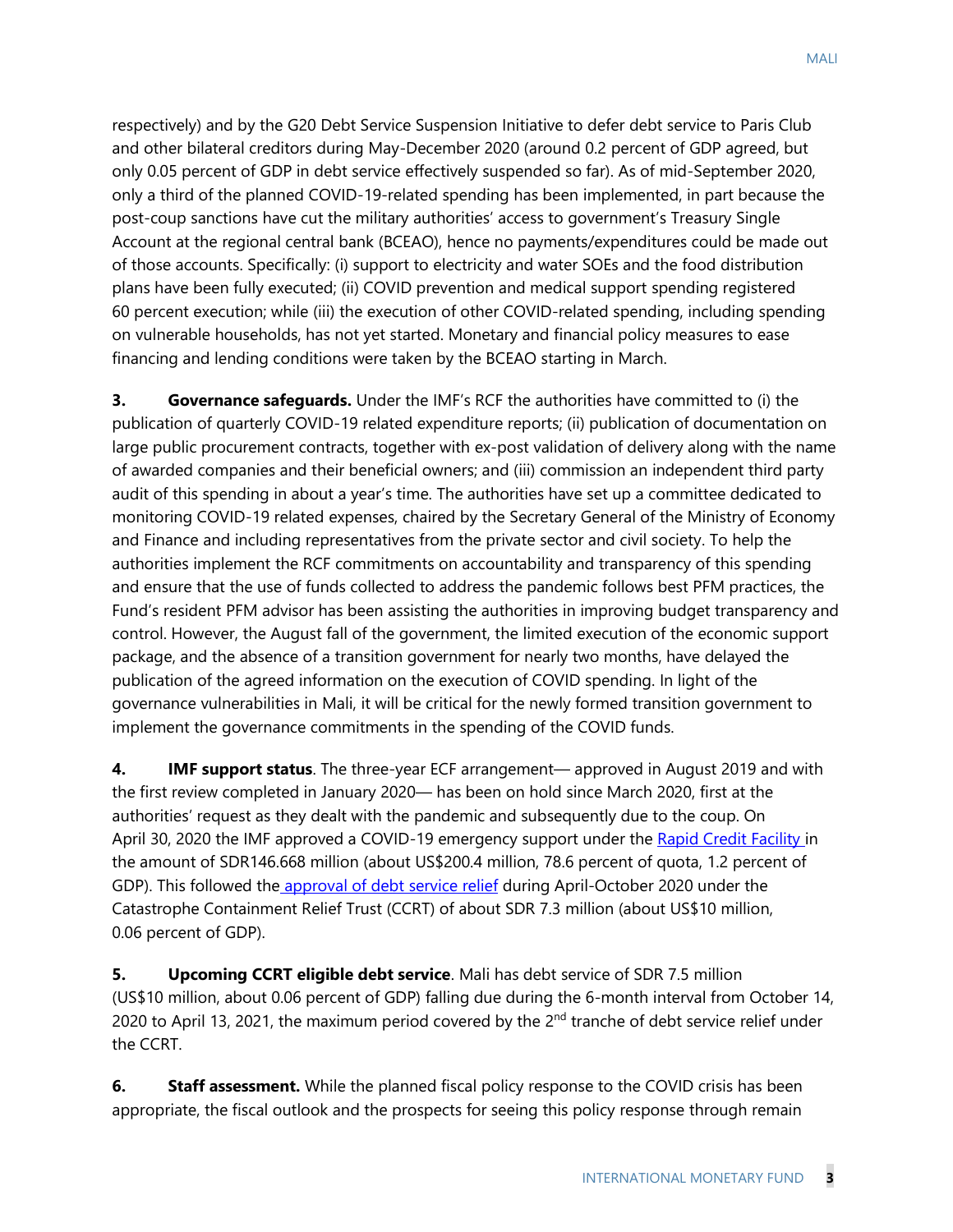respectively) and by the G20 Debt Service Suspension Initiative to defer debt service to Paris Club and other bilateral creditors during May-December 2020 (around 0.2 percent of GDP agreed, but only 0.05 percent of GDP in debt service effectively suspended so far). As of mid-September 2020, only a third of the planned COVID-19-related spending has been implemented, in part because the post-coup sanctions have cut the military authorities' access to government's Treasury Single Account at the regional central bank (BCEAO), hence no payments/expenditures could be made out of those accounts. Specifically: (i) support to electricity and water SOEs and the food distribution plans have been fully executed; (ii) COVID prevention and medical support spending registered 60 percent execution; while (iii) the execution of other COVID-related spending, including spending on vulnerable households, has not yet started. Monetary and financial policy measures to ease financing and lending conditions were taken by the BCEAO starting in March.

**3. Governance safeguards.** Under the IMF's RCF the authorities have committed to (i) the publication of quarterly COVID-19 related expenditure reports; (ii) publication of documentation on large public procurement contracts, together with ex-post validation of delivery along with the name of awarded companies and their beneficial owners; and (iii) commission an independent third party audit of this spending in about a year's time. The authorities have set up a committee dedicated to monitoring COVID-19 related expenses, chaired by the Secretary General of the Ministry of Economy and Finance and including representatives from the private sector and civil society. To help the authorities implement the RCF commitments on accountability and transparency of this spending and ensure that the use of funds collected to address the pandemic follows best PFM practices, the Fund's resident PFM advisor has been assisting the authorities in improving budget transparency and control. However, the August fall of the government, the limited execution of the economic support package, and the absence of a transition government for nearly two months, have delayed the publication of the agreed information on the execution of COVID spending. In light of the governance vulnerabilities in Mali, it will be critical for the newly formed transition government to implement the governance commitments in the spending of the COVID funds.

**4. IMF support status**. The three-year ECF arrangement— approved in August 2019 and with the first review completed in January 2020— has been on hold since March 2020, first at the authorities' request as they dealt with the pandemic and subsequently due to the coup. On April 30, 2020 the IMF approved a COVID-19 emergency support under the Rapid Credit Facility in the amount of SDR146.668 million (about US$200.4 million, 78.6 percent of quota, 1.2 percent of GDP). This followed the approval of debt service relief during April-October 2020 under the Catastrophe Containment Relief Trust (CCRT) of about SDR 7.3 million (about US$10 million, 0.06 percent of GDP).

**5. Upcoming CCRT eligible debt service**. Mali has debt service of SDR 7.5 million (US$10 million, about 0.06 percent of GDP) falling due during the 6-month interval from October 14, 2020 to April 13, 2021, the maximum period covered by the 2nd tranche of debt service relief under the CCRT.

**6. Staff assessment.** While the planned fiscal policy response to the COVID crisis has been appropriate, the fiscal outlook and the prospects for seeing this policy response through remain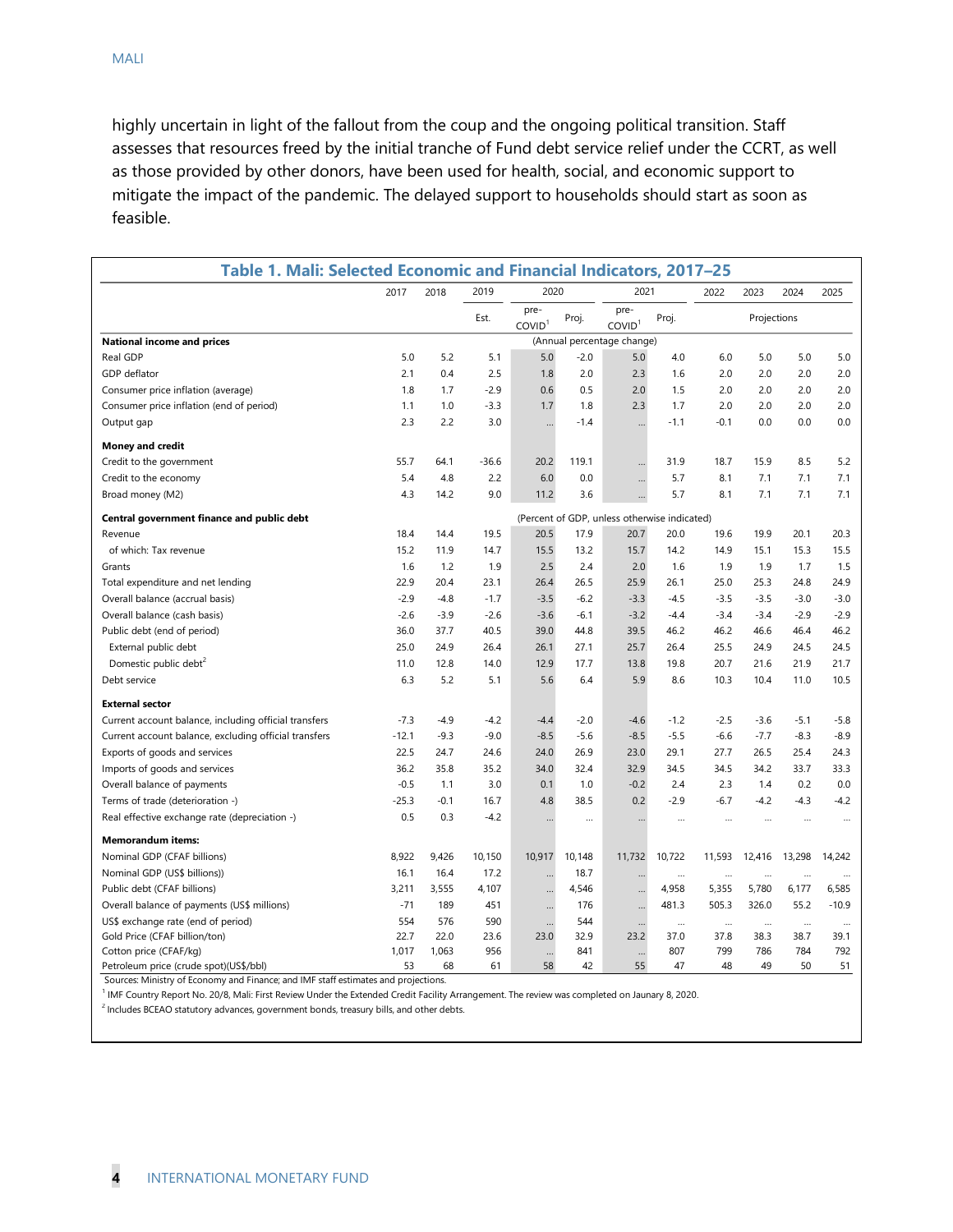highly uncertain in light of the fallout from the coup and the ongoing political transition. Staff assesses that resources freed by the initial tranche of Fund debt service relief under the CCRT, as well as those provided by other donors, have been used for health, social, and economic support to mitigate the impact of the pandemic. The delayed support to households should start as soon as feasible.

**Table 1. Mali: Selected Economic and Financial Indicators, 2017–25**

| | 2017 | 2018 | 2019 | 2020 | | 2021 | | 2022 | 2023 | 2024 | 2025 |
|---|---|---|---|---|---|---|---|---|---|---|---|
| | | | Est. | pre-COVID[1] | Proj. | pre-COVID[1] | Proj. | Projections | | | |
| **National income and prices** | | | | (Annual percentage change) | | | | | | | |
| Real GDP | 5.0 | 5.2 | 5.1 | 5.0 | -2.0 | 5.0 | 4.0 | 6.0 | 5.0 | 5.0 | 5.0 |
| GDP deflator | 2.1 | 0.4 | 2.5 | 1.8 | 2.0 | 2.3 | 1.6 | 2.0 | 2.0 | 2.0 | 2.0 |
| Consumer price inflation (average) | 1.8 | 1.7 | -2.9 | 0.6 | 0.5 | 2.0 | 1.5 | 2.0 | 2.0 | 2.0 | 2.0 |
| Consumer price inflation (end of period) | 1.1 | 1.0 | -3.3 | 1.7 | 1.8 | 2.3 | 1.7 | 2.0 | 2.0 | 2.0 | 2.0 |
| Output gap | 2.3 | 2.2 | 3.0 | ... | -1.4 | ... | -1.1 | -0.1 | 0.0 | 0.0 | 0.0 |
| **Money and credit** | | | | | | | | | | | |
| Credit to the government | 55.7 | 64.1 | -36.6 | 20.2 | 119.1 | ... | 31.9 | 18.7 | 15.9 | 8.5 | 5.2 |
| Credit to the economy | 5.4 | 4.8 | 2.2 | 6.0 | 0.0 | ... | 5.7 | 8.1 | 7.1 | 7.1 | 7.1 |
| Broad money (M2) | 4.3 | 14.2 | 9.0 | 11.2 | 3.6 | ... | 5.7 | 8.1 | 7.1 | 7.1 | 7.1 |
| **Central government finance and public debt** | | | | (Percent of GDP, unless otherwise indicated) | | | | | | | |
| Revenue | 18.4 | 14.4 | 19.5 | 20.5 | 17.9 | 20.7 | 20.0 | 19.6 | 19.9 | 20.1 | 20.3 |
| of which: Tax revenue | 15.2 | 11.9 | 14.7 | 15.5 | 13.2 | 15.7 | 14.2 | 14.9 | 15.1 | 15.3 | 15.5 |
| Grants | 1.6 | 1.2 | 1.9 | 2.5 | 2.4 | 2.0 | 1.6 | 1.9 | 1.9 | 1.7 | 1.5 |
| Total expenditure and net lending | 22.9 | 20.4 | 23.1 | 26.4 | 26.5 | 25.9 | 26.1 | 25.0 | 25.3 | 24.8 | 24.9 |
| Overall balance (accrual basis) | -2.9 | -4.8 | -1.7 | -3.5 | -6.2 | -3.3 | -4.5 | -3.5 | -3.5 | -3.0 | -3.0 |
| Overall balance (cash basis) | -2.6 | -3.9 | -2.6 | -3.6 | -6.1 | -3.2 | -4.4 | -3.4 | -3.4 | -2.9 | -2.9 |
| Public debt (end of period) | 36.0 | 37.7 | 40.5 | 39.0 | 44.8 | 39.5 | 46.2 | 46.2 | 46.6 | 46.4 | 46.2 |
| External public debt | 25.0 | 24.9 | 26.4 | 26.1 | 27.1 | 25.7 | 26.4 | 25.5 | 24.9 | 24.5 | 24.5 |
| Domestic public debt[2] | 11.0 | 12.8 | 14.0 | 12.9 | 17.7 | 13.8 | 19.8 | 20.7 | 21.6 | 21.9 | 21.7 |
| Debt service | 6.3 | 5.2 | 5.1 | 5.6 | 6.4 | 5.9 | 8.6 | 10.3 | 10.4 | 11.0 | 10.5 |
| **External sector** | | | | | | | | | | | |
| Current account balance, including official transfers | -7.3 | -4.9 | -4.2 | -4.4 | -2.0 | -4.6 | -1.2 | -2.5 | -3.6 | -5.1 | -5.8 |
| Current account balance, excluding official transfers | -12.1 | -9.3 | -9.0 | -8.5 | -5.6 | -8.5 | -5.5 | -6.6 | -7.7 | -8.3 | -8.9 |
| Exports of goods and services | 22.5 | 24.7 | 24.6 | 24.0 | 26.9 | 23.0 | 29.1 | 27.7 | 26.5 | 25.4 | 24.3 |
| Imports of goods and services | 36.2 | 35.8 | 35.2 | 34.0 | 32.4 | 32.9 | 34.5 | 34.5 | 34.2 | 33.7 | 33.3 |
| Overall balance of payments | -0.5 | 1.1 | 3.0 | 0.1 | 1.0 | -0.2 | 2.4 | 2.3 | 1.4 | 0.2 | 0.0 |
| Terms of trade (deterioration -) | -25.3 | -0.1 | 16.7 | 4.8 | 38.5 | 0.2 | -2.9 | -6.7 | -4.2 | -4.3 | -4.2 |
| Real effective exchange rate (depreciation -) | 0.5 | 0.3 | -4.2 | ... | ... | ... | ... | ... | ... | ... | ... |
| **Memorandum items:** | | | | | | | | | | | |
| Nominal GDP (CFAF billions) | 8,922 | 9,426 | 10,150 | 10,917 | 10,148 | 11,732 | 10,722 | 11,593 | 12,416 | 13,298 | 14,242 |
| Nominal GDP (US$ billions)) | 16.1 | 16.4 | 17.2 | ... | 18.7 | ... | ... | ... | ... | ... | ... |
| Public debt (CFAF billions) | 3,211 | 3,555 | 4,107 | ... | 4,546 | ... | 4,958 | 5,355 | 5,780 | 6,177 | 6,585 |
| Overall balance of payments (US$ millions) | -71 | 189 | 451 | ... | 176 | ... | 481.3 | 505.3 | 326.0 | 55.2 | -10.9 |
| US$ exchange rate (end of period) | 554 | 576 | 590 | ... | 544 | ... | ... | ... | ... | ... | ... |
| Gold Price (CFAF billion/ton) | 22.7 | 22.0 | 23.6 | 23.0 | 32.9 | 23.2 | 37.0 | 37.8 | 38.3 | 38.7 | 39.1 |
| Cotton price (CFAF/kg) | 1,017 | 1,063 | 956 | ... | 841 | ... | 807 | 799 | 786 | 784 | 792 |
| Petroleum price (crude spot)(US$/bbl) | 53 | 68 | 61 | 58 | 42 | 55 | 47 | 48 | 49 | 50 | 51 |

Sources: Ministry of Economy and Finance; and IMF staff estimates and projections.

[1] IMF Country Report No. 20/8, Mali: First Review Under the Extended Credit Facility Arrangement. The review was completed on Janaury 8, 2020.

[2] Includes BCEAO statutory advances, government bonds, treasury bills, and other debts.